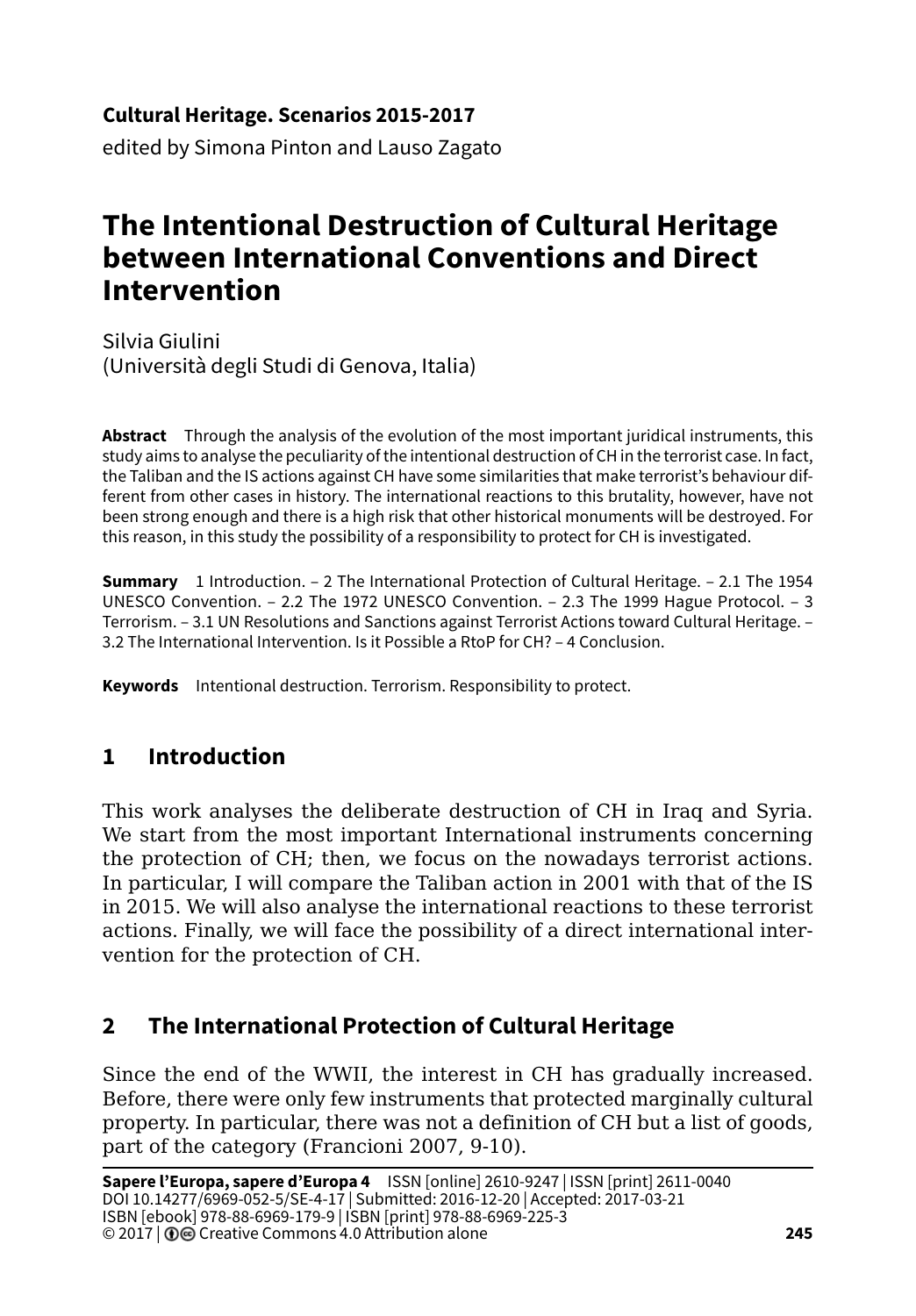**Cultural Heritage. Scenarios 2015-2017**

edited by Simona Pinton and Lauso Zagato

# The Intentional Destruction of Cultural Heritage between International Conventions and Direct Intervention

Silvia Giulini
(Università degli Studi di Genova, Italia)

**Abstract** Through the analysis of the evolution of the most important juridical instruments, this study aims to analyse the peculiarity of the intentional destruction of CH in the terrorist case. In fact, the Taliban and the IS actions against CH have some similarities that make terrorist's behaviour different from other cases in history. The international reactions to this brutality, however, have not been strong enough and there is a high risk that other historical monuments will be destroyed. For this reason, in this study the possibility of a responsibility to protect for CH is investigated.

**Summary** 1 Introduction. – 2 The International Protection of Cultural Heritage. – 2.1 The 1954 UNESCO Convention. – 2.2 The 1972 UNESCO Convention. – 2.3 The 1999 Hague Protocol. – 3 Terrorism. – 3.1 UN Resolutions and Sanctions against Terrorist Actions toward Cultural Heritage. – 3.2 The International Intervention. Is it Possible a RtoP for CH? – 4 Conclusion.

**Keywords** Intentional destruction. Terrorism. Responsibility to protect.

## 1 Introduction

This work analyses the deliberate destruction of CH in Iraq and Syria. We start from the most important International instruments concerning the protection of CH; then, we focus on the nowadays terrorist actions. In particular, I will compare the Taliban action in 2001 with that of the IS in 2015. We will also analyse the international reactions to these terrorist actions. Finally, we will face the possibility of a direct international intervention for the protection of CH.

## 2 The International Protection of Cultural Heritage

Since the end of the WWII, the interest in CH has gradually increased. Before, there were only few instruments that protected marginally cultural property. In particular, there was not a definition of CH but a list of goods, part of the category (Francioni 2007, 9-10).

**Sapere l'Europa, sapere d'Europa 4** ISSN [online] 2610-9247 | ISSN [print] 2611-0040
DOI 10.14277/6969-052-5/SE-4-17 | Submitted: 2016-12-20 | Accepted: 2017-03-21
ISBN [ebook] 978-88-6969-179-9 | ISBN [print] 978-88-6969-225-3
© 2017 | Creative Commons 4.0 Attribution alone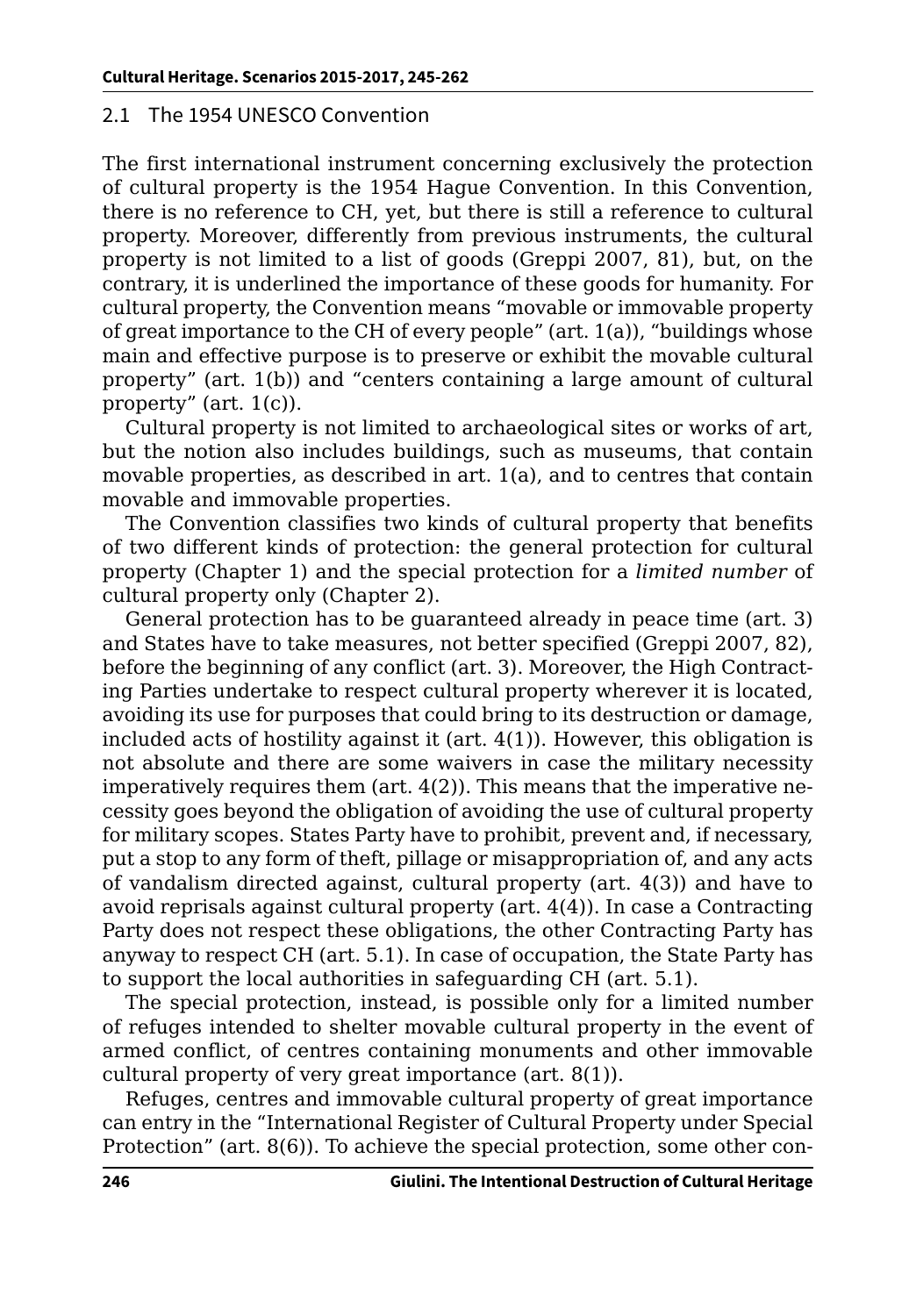## 2.1 The 1954 UNESCO Convention

The first international instrument concerning exclusively the protection of cultural property is the 1954 Hague Convention. In this Convention, there is no reference to CH, yet, but there is still a reference to cultural property. Moreover, differently from previous instruments, the cultural property is not limited to a list of goods (Greppi 2007, 81), but, on the contrary, it is underlined the importance of these goods for humanity. For cultural property, the Convention means "movable or immovable property of great importance to the CH of every people" (art. 1(a)), "buildings whose main and effective purpose is to preserve or exhibit the movable cultural property" (art. 1(b)) and "centers containing a large amount of cultural property" (art. 1(c)).

Cultural property is not limited to archaeological sites or works of art, but the notion also includes buildings, such as museums, that contain movable properties, as described in art. 1(a), and to centres that contain movable and immovable properties.

The Convention classifies two kinds of cultural property that benefits of two different kinds of protection: the general protection for cultural property (Chapter 1) and the special protection for a *limited number* of cultural property only (Chapter 2).

General protection has to be guaranteed already in peace time (art. 3) and States have to take measures, not better specified (Greppi 2007, 82), before the beginning of any conflict (art. 3). Moreover, the High Contracting Parties undertake to respect cultural property wherever it is located, avoiding its use for purposes that could bring to its destruction or damage, included acts of hostility against it (art. 4(1)). However, this obligation is not absolute and there are some waivers in case the military necessity imperatively requires them (art. 4(2)). This means that the imperative necessity goes beyond the obligation of avoiding the use of cultural property for military scopes. States Party have to prohibit, prevent and, if necessary, put a stop to any form of theft, pillage or misappropriation of, and any acts of vandalism directed against, cultural property (art. 4(3)) and have to avoid reprisals against cultural property (art. 4(4)). In case a Contracting Party does not respect these obligations, the other Contracting Party has anyway to respect CH (art. 5.1). In case of occupation, the State Party has to support the local authorities in safeguarding CH (art. 5.1).

The special protection, instead, is possible only for a limited number of refuges intended to shelter movable cultural property in the event of armed conflict, of centres containing monuments and other immovable cultural property of very great importance (art. 8(1)).

Refuges, centres and immovable cultural property of great importance can entry in the "International Register of Cultural Property under Special Protection" (art. 8(6)). To achieve the special protection, some other con-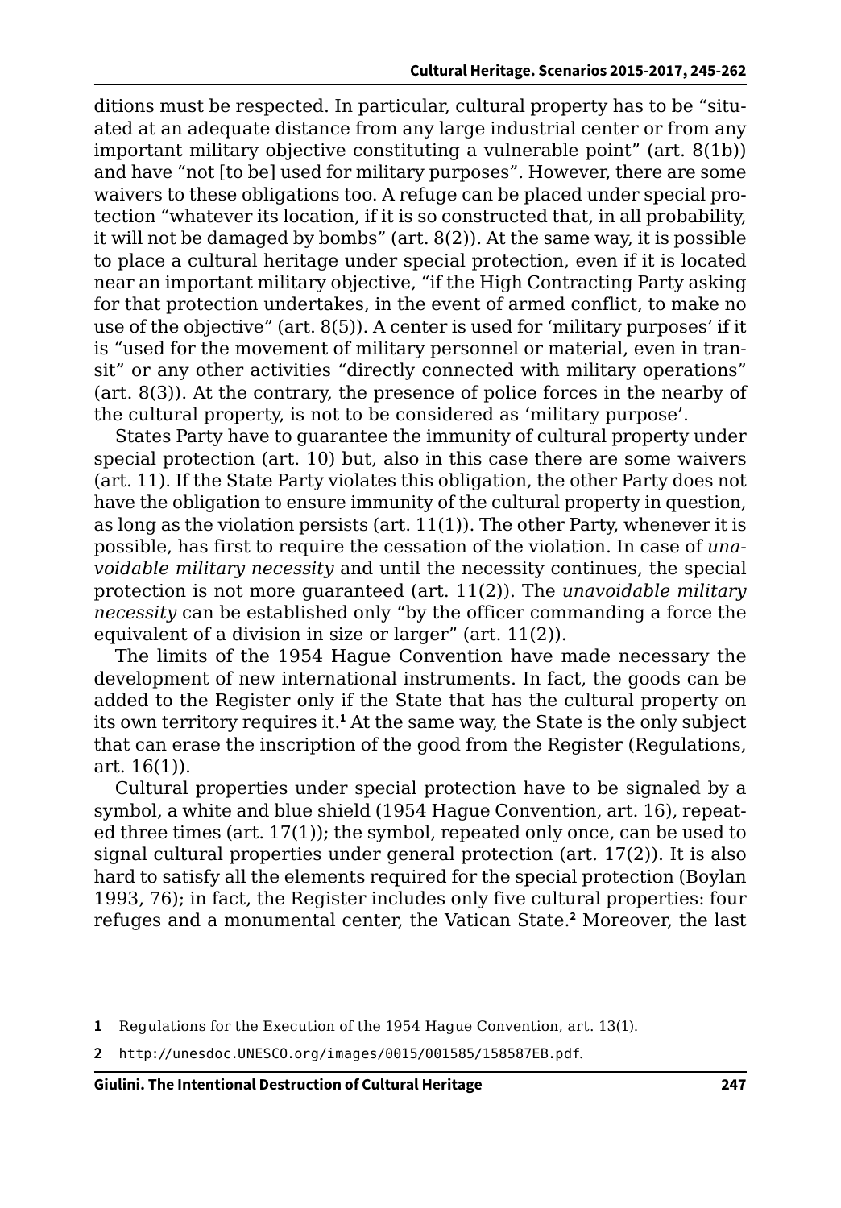ditions must be respected. In particular, cultural property has to be "situated at an adequate distance from any large industrial center or from any important military objective constituting a vulnerable point" (art. 8(1b)) and have "not [to be] used for military purposes". However, there are some waivers to these obligations too. A refuge can be placed under special protection "whatever its location, if it is so constructed that, in all probability, it will not be damaged by bombs" (art. 8(2)). At the same way, it is possible to place a cultural heritage under special protection, even if it is located near an important military objective, "if the High Contracting Party asking for that protection undertakes, in the event of armed conflict, to make no use of the objective" (art. 8(5)). A center is used for 'military purposes' if it is "used for the movement of military personnel or material, even in transit" or any other activities "directly connected with military operations" (art. 8(3)). At the contrary, the presence of police forces in the nearby of the cultural property, is not to be considered as 'military purpose'.

States Party have to guarantee the immunity of cultural property under special protection (art. 10) but, also in this case there are some waivers (art. 11). If the State Party violates this obligation, the other Party does not have the obligation to ensure immunity of the cultural property in question, as long as the violation persists (art. 11(1)). The other Party, whenever it is possible, has first to require the cessation of the violation. In case of *unavoidable military necessity* and until the necessity continues, the special protection is not more guaranteed (art. 11(2)). The *unavoidable military necessity* can be established only "by the officer commanding a force the equivalent of a division in size or larger" (art. 11(2)).

The limits of the 1954 Hague Convention have made necessary the development of new international instruments. In fact, the goods can be added to the Register only if the State that has the cultural property on its own territory requires it.[1] At the same way, the State is the only subject that can erase the inscription of the good from the Register (Regulations, art. 16(1)).

Cultural properties under special protection have to be signaled by a symbol, a white and blue shield (1954 Hague Convention, art. 16), repeated three times (art. 17(1)); the symbol, repeated only once, can be used to signal cultural properties under general protection (art. 17(2)). It is also hard to satisfy all the elements required for the special protection (Boylan 1993, 76); in fact, the Register includes only five cultural properties: four refuges and a monumental center, the Vatican State.[2] Moreover, the last

1 Regulations for the Execution of the 1954 Hague Convention, art. 13(1).

2 http://unesdoc.UNESCO.org/images/0015/001585/158587EB.pdf.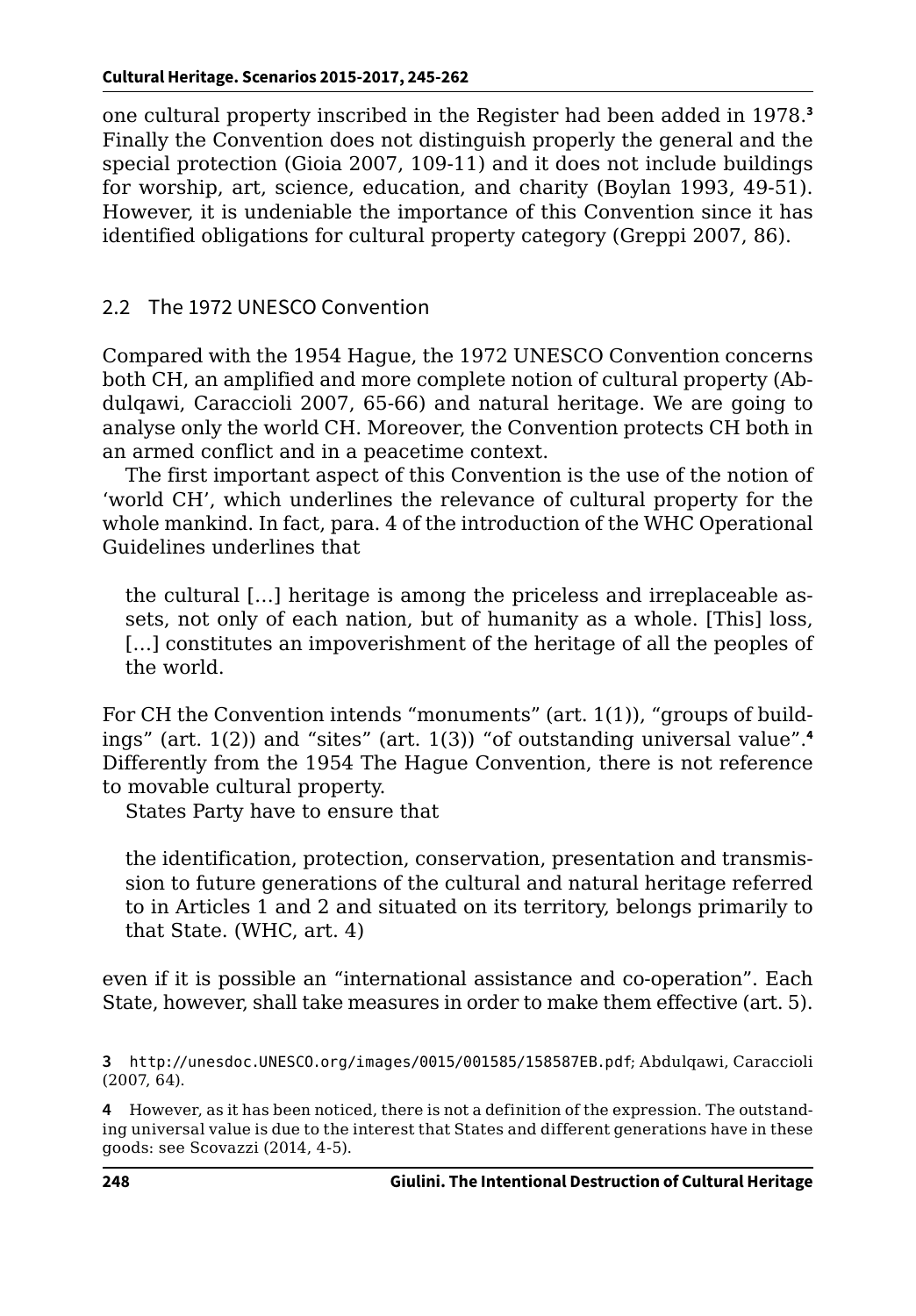one cultural property inscribed in the Register had been added in 1978.[3] Finally the Convention does not distinguish properly the general and the special protection (Gioia 2007, 109-11) and it does not include buildings for worship, art, science, education, and charity (Boylan 1993, 49-51). However, it is undeniable the importance of this Convention since it has identified obligations for cultural property category (Greppi 2007, 86).

## 2.2 The 1972 UNESCO Convention

Compared with the 1954 Hague, the 1972 UNESCO Convention concerns both CH, an amplified and more complete notion of cultural property (Abdulqawi, Caraccioli 2007, 65-66) and natural heritage. We are going to analyse only the world CH. Moreover, the Convention protects CH both in an armed conflict and in a peacetime context.

The first important aspect of this Convention is the use of the notion of 'world CH', which underlines the relevance of cultural property for the whole mankind. In fact, para. 4 of the introduction of the WHC Operational Guidelines underlines that

> the cultural […] heritage is among the priceless and irreplaceable assets, not only of each nation, but of humanity as a whole. [This] loss, […] constitutes an impoverishment of the heritage of all the peoples of the world.

For CH the Convention intends "monuments" (art. 1(1)), "groups of buildings" (art. 1(2)) and "sites" (art. 1(3)) "of outstanding universal value".[4] Differently from the 1954 The Hague Convention, there is not reference to movable cultural property.

States Party have to ensure that

> the identification, protection, conservation, presentation and transmission to future generations of the cultural and natural heritage referred to in Articles 1 and 2 and situated on its territory, belongs primarily to that State. (WHC, art. 4)

even if it is possible an "international assistance and co-operation". Each State, however, shall take measures in order to make them effective (art. 5).

3 http://unesdoc.UNESCO.org/images/0015/001585/158587EB.pdf; Abdulqawi, Caraccioli (2007, 64).

4 However, as it has been noticed, there is not a definition of the expression. The outstanding universal value is due to the interest that States and different generations have in these goods: see Scovazzi (2014, 4-5).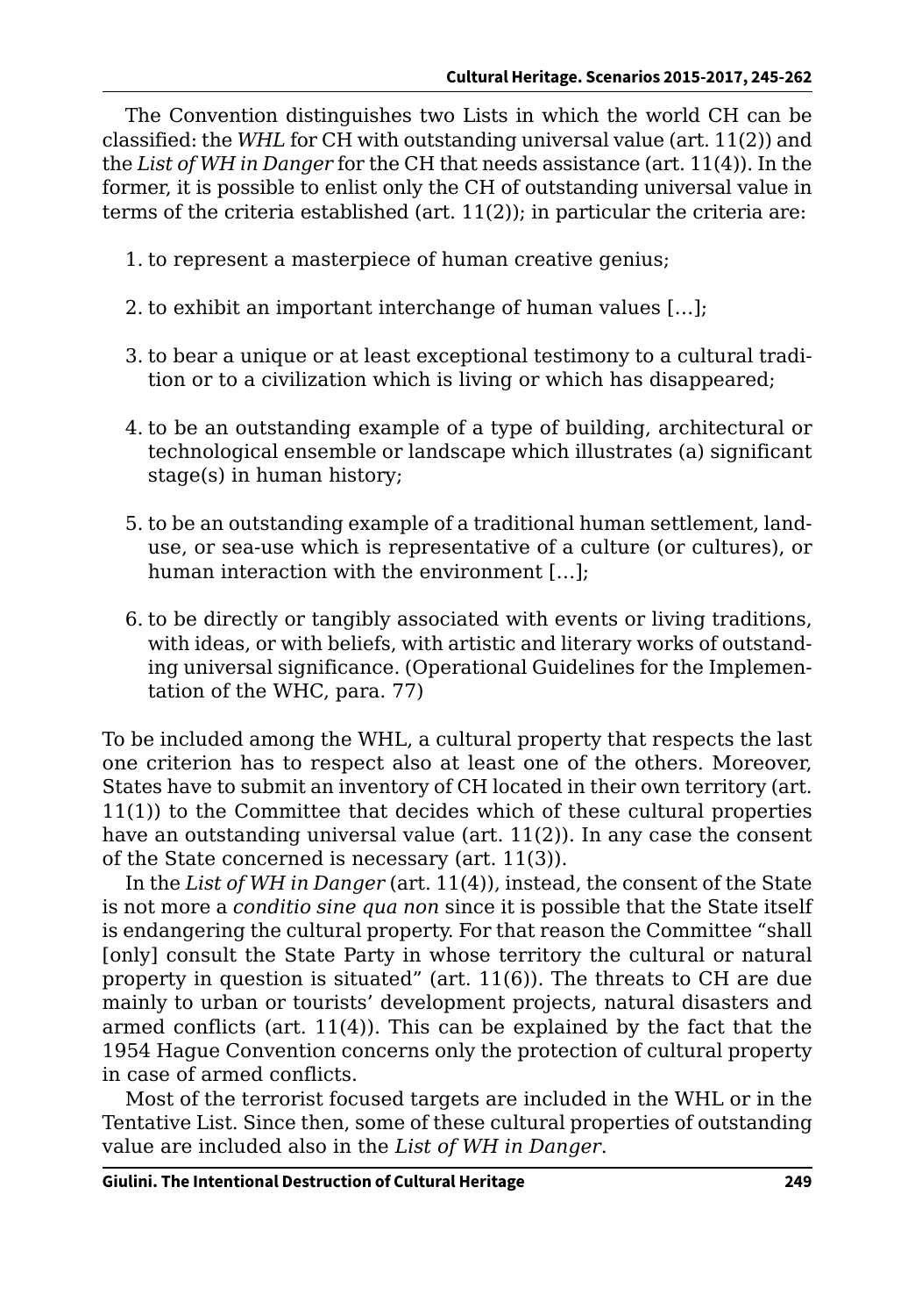The Convention distinguishes two Lists in which the world CH can be classified: the *WHL* for CH with outstanding universal value (art. 11(2)) and the *List of WH in Danger* for the CH that needs assistance (art. 11(4)). In the former, it is possible to enlist only the CH of outstanding universal value in terms of the criteria established (art. 11(2)); in particular the criteria are:

1. to represent a masterpiece of human creative genius;

2. to exhibit an important interchange of human values […];

3. to bear a unique or at least exceptional testimony to a cultural tradition or to a civilization which is living or which has disappeared;

4. to be an outstanding example of a type of building, architectural or technological ensemble or landscape which illustrates (a) significant stage(s) in human history;

5. to be an outstanding example of a traditional human settlement, land-use, or sea-use which is representative of a culture (or cultures), or human interaction with the environment […];

6. to be directly or tangibly associated with events or living traditions, with ideas, or with beliefs, with artistic and literary works of outstanding universal significance. (Operational Guidelines for the Implementation of the WHC, para. 77)

To be included among the WHL, a cultural property that respects the last one criterion has to respect also at least one of the others. Moreover, States have to submit an inventory of CH located in their own territory (art. 11(1)) to the Committee that decides which of these cultural properties have an outstanding universal value (art. 11(2)). In any case the consent of the State concerned is necessary (art. 11(3)).

In the *List of WH in Danger* (art. 11(4)), instead, the consent of the State is not more a *conditio sine qua non* since it is possible that the State itself is endangering the cultural property. For that reason the Committee "shall [only] consult the State Party in whose territory the cultural or natural property in question is situated" (art. 11(6)). The threats to CH are due mainly to urban or tourists' development projects, natural disasters and armed conflicts (art. 11(4)). This can be explained by the fact that the 1954 Hague Convention concerns only the protection of cultural property in case of armed conflicts.

Most of the terrorist focused targets are included in the WHL or in the Tentative List. Since then, some of these cultural properties of outstanding value are included also in the *List of WH in Danger*.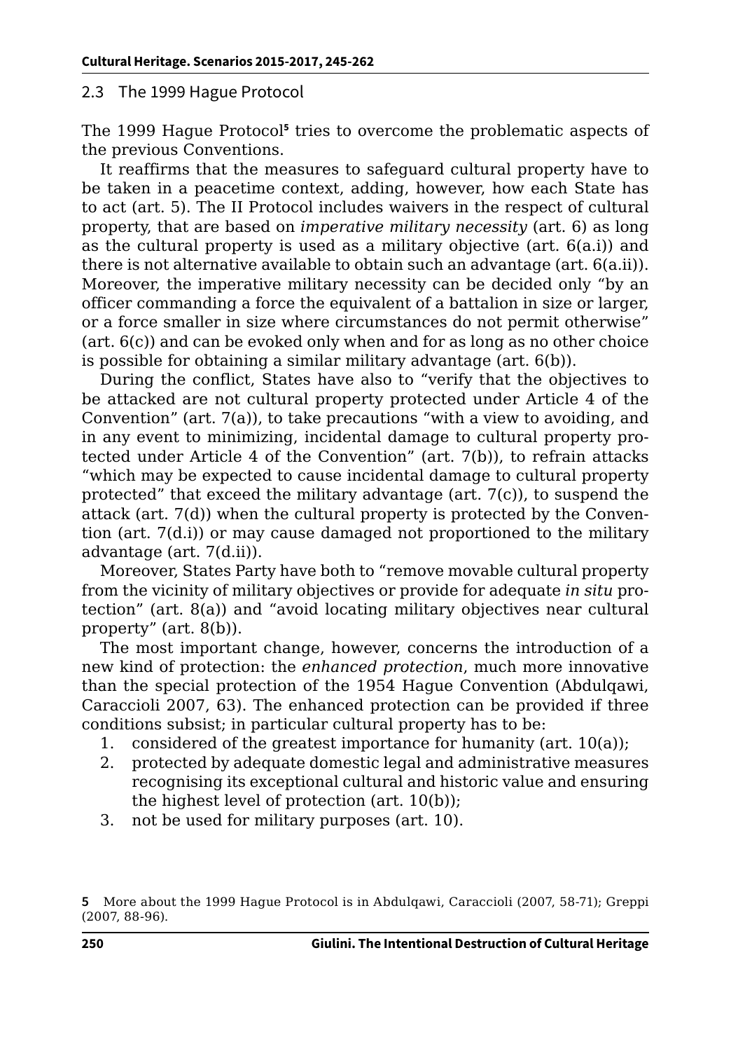## 2.3 The 1999 Hague Protocol

The 1999 Hague Protocol[5] tries to overcome the problematic aspects of the previous Conventions.

It reaffirms that the measures to safeguard cultural property have to be taken in a peacetime context, adding, however, how each State has to act (art. 5). The II Protocol includes waivers in the respect of cultural property, that are based on *imperative military necessity* (art. 6) as long as the cultural property is used as a military objective (art. 6(a.i)) and there is not alternative available to obtain such an advantage (art. 6(a.ii)). Moreover, the imperative military necessity can be decided only "by an officer commanding a force the equivalent of a battalion in size or larger, or a force smaller in size where circumstances do not permit otherwise" (art. 6(c)) and can be evoked only when and for as long as no other choice is possible for obtaining a similar military advantage (art. 6(b)).

During the conflict, States have also to "verify that the objectives to be attacked are not cultural property protected under Article 4 of the Convention" (art. 7(a)), to take precautions "with a view to avoiding, and in any event to minimizing, incidental damage to cultural property protected under Article 4 of the Convention" (art. 7(b)), to refrain attacks "which may be expected to cause incidental damage to cultural property protected" that exceed the military advantage (art. 7(c)), to suspend the attack (art. 7(d)) when the cultural property is protected by the Convention (art. 7(d.i)) or may cause damaged not proportioned to the military advantage (art. 7(d.ii)).

Moreover, States Party have both to "remove movable cultural property from the vicinity of military objectives or provide for adequate *in situ* protection" (art. 8(a)) and "avoid locating military objectives near cultural property" (art. 8(b)).

The most important change, however, concerns the introduction of a new kind of protection: the *enhanced protection*, much more innovative than the special protection of the 1954 Hague Convention (Abdulqawi, Caraccioli 2007, 63). The enhanced protection can be provided if three conditions subsist; in particular cultural property has to be:

1. considered of the greatest importance for humanity (art. 10(a));
2. protected by adequate domestic legal and administrative measures recognising its exceptional cultural and historic value and ensuring the highest level of protection (art. 10(b));
3. not be used for military purposes (art. 10).

---

5 More about the 1999 Hague Protocol is in Abdulqawi, Caraccioli (2007, 58-71); Greppi (2007, 88-96).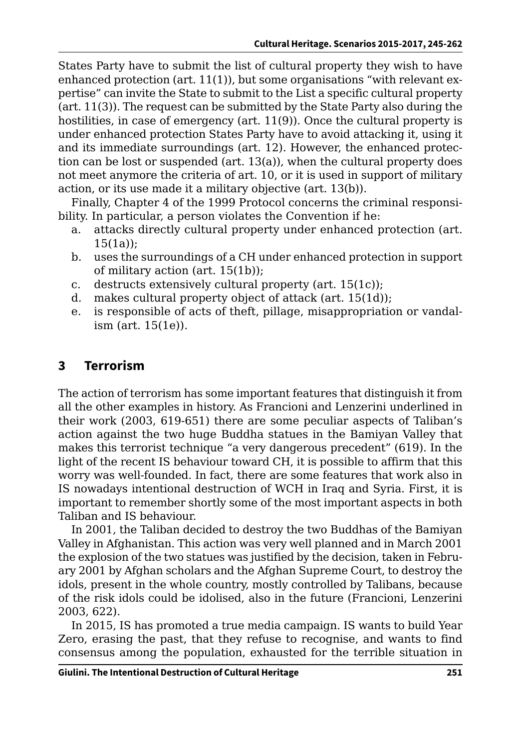States Party have to submit the list of cultural property they wish to have enhanced protection (art. 11(1)), but some organisations "with relevant expertise" can invite the State to submit to the List a specific cultural property (art. 11(3)). The request can be submitted by the State Party also during the hostilities, in case of emergency (art. 11(9)). Once the cultural property is under enhanced protection States Party have to avoid attacking it, using it and its immediate surroundings (art. 12). However, the enhanced protection can be lost or suspended (art. 13(a)), when the cultural property does not meet anymore the criteria of art. 10, or it is used in support of military action, or its use made it a military objective (art. 13(b)).

Finally, Chapter 4 of the 1999 Protocol concerns the criminal responsibility. In particular, a person violates the Convention if he:

a. attacks directly cultural property under enhanced protection (art. 15(1a));
b. uses the surroundings of a CH under enhanced protection in support of military action (art. 15(1b));
c. destructs extensively cultural property (art. 15(1c));
d. makes cultural property object of attack (art. 15(1d));
e. is responsible of acts of theft, pillage, misappropriation or vandalism (art. 15(1e)).

## 3 Terrorism

The action of terrorism has some important features that distinguish it from all the other examples in history. As Francioni and Lenzerini underlined in their work (2003, 619-651) there are some peculiar aspects of Taliban's action against the two huge Buddha statues in the Bamiyan Valley that makes this terrorist technique "a very dangerous precedent" (619). In the light of the recent IS behaviour toward CH, it is possible to affirm that this worry was well-founded. In fact, there are some features that work also in IS nowadays intentional destruction of WCH in Iraq and Syria. First, it is important to remember shortly some of the most important aspects in both Taliban and IS behaviour.

In 2001, the Taliban decided to destroy the two Buddhas of the Bamiyan Valley in Afghanistan. This action was very well planned and in March 2001 the explosion of the two statues was justified by the decision, taken in February 2001 by Afghan scholars and the Afghan Supreme Court, to destroy the idols, present in the whole country, mostly controlled by Talibans, because of the risk idols could be idolised, also in the future (Francioni, Lenzerini 2003, 622).

In 2015, IS has promoted a true media campaign. IS wants to build Year Zero, erasing the past, that they refuse to recognise, and wants to find consensus among the population, exhausted for the terrible situation in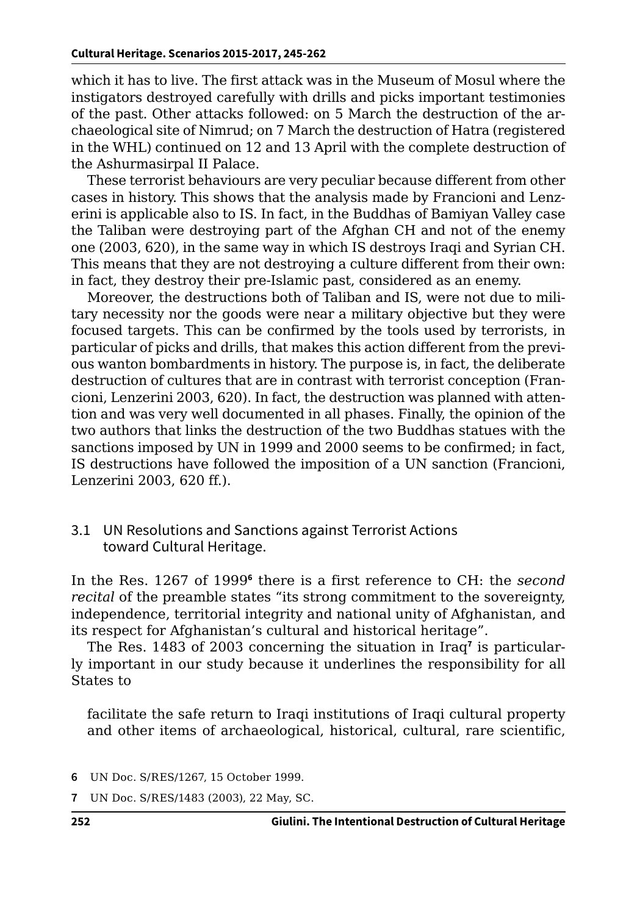which it has to live. The first attack was in the Museum of Mosul where the instigators destroyed carefully with drills and picks important testimonies of the past. Other attacks followed: on 5 March the destruction of the archaeological site of Nimrud; on 7 March the destruction of Hatra (registered in the WHL) continued on 12 and 13 April with the complete destruction of the Ashurmasirpal II Palace.

These terrorist behaviours are very peculiar because different from other cases in history. This shows that the analysis made by Francioni and Lenzerini is applicable also to IS. In fact, in the Buddhas of Bamiyan Valley case the Taliban were destroying part of the Afghan CH and not of the enemy one (2003, 620), in the same way in which IS destroys Iraqi and Syrian CH. This means that they are not destroying a culture different from their own: in fact, they destroy their pre-Islamic past, considered as an enemy.

Moreover, the destructions both of Taliban and IS, were not due to military necessity nor the goods were near a military objective but they were focused targets. This can be confirmed by the tools used by terrorists, in particular of picks and drills, that makes this action different from the previous wanton bombardments in history. The purpose is, in fact, the deliberate destruction of cultures that are in contrast with terrorist conception (Francioni, Lenzerini 2003, 620). In fact, the destruction was planned with attention and was very well documented in all phases. Finally, the opinion of the two authors that links the destruction of the two Buddhas statues with the sanctions imposed by UN in 1999 and 2000 seems to be confirmed; in fact, IS destructions have followed the imposition of a UN sanction (Francioni, Lenzerini 2003, 620 ff.).

### 3.1 UN Resolutions and Sanctions against Terrorist Actions toward Cultural Heritage.

In the Res. 1267 of 1999[6] there is a first reference to CH: the *second recital* of the preamble states "its strong commitment to the sovereignty, independence, territorial integrity and national unity of Afghanistan, and its respect for Afghanistan's cultural and historical heritage".

The Res. 1483 of 2003 concerning the situation in Iraq[7] is particularly important in our study because it underlines the responsibility for all States to

> facilitate the safe return to Iraqi institutions of Iraqi cultural property and other items of archaeological, historical, cultural, rare scientific,

6 UN Doc. S/RES/1267, 15 October 1999.

7 UN Doc. S/RES/1483 (2003), 22 May, SC.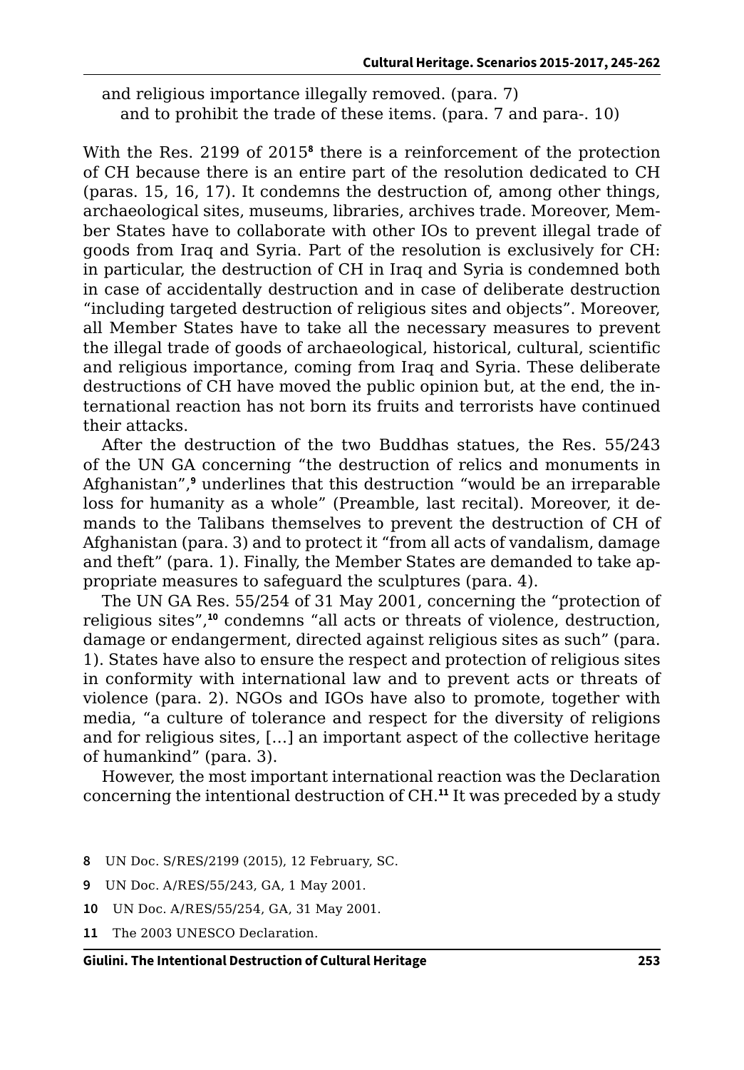and religious importance illegally removed. (para. 7)
and to prohibit the trade of these items. (para. 7 and para-. 10)

With the Res. 2199 of 2015[8] there is a reinforcement of the protection of CH because there is an entire part of the resolution dedicated to CH (paras. 15, 16, 17). It condemns the destruction of, among other things, archaeological sites, museums, libraries, archives trade. Moreover, Member States have to collaborate with other IOs to prevent illegal trade of goods from Iraq and Syria. Part of the resolution is exclusively for CH: in particular, the destruction of CH in Iraq and Syria is condemned both in case of accidentally destruction and in case of deliberate destruction "including targeted destruction of religious sites and objects". Moreover, all Member States have to take all the necessary measures to prevent the illegal trade of goods of archaeological, historical, cultural, scientific and religious importance, coming from Iraq and Syria. These deliberate destructions of CH have moved the public opinion but, at the end, the international reaction has not born its fruits and terrorists have continued their attacks.

After the destruction of the two Buddhas statues, the Res. 55/243 of the UN GA concerning "the destruction of relics and monuments in Afghanistan",[9] underlines that this destruction "would be an irreparable loss for humanity as a whole" (Preamble, last recital). Moreover, it demands to the Talibans themselves to prevent the destruction of CH of Afghanistan (para. 3) and to protect it "from all acts of vandalism, damage and theft" (para. 1). Finally, the Member States are demanded to take appropriate measures to safeguard the sculptures (para. 4).

The UN GA Res. 55/254 of 31 May 2001, concerning the "protection of religious sites",[10] condemns "all acts or threats of violence, destruction, damage or endangerment, directed against religious sites as such" (para. 1). States have also to ensure the respect and protection of religious sites in conformity with international law and to prevent acts or threats of violence (para. 2). NGOs and IGOs have also to promote, together with media, "a culture of tolerance and respect for the diversity of religions and for religious sites, […] an important aspect of the collective heritage of humankind" (para. 3).

However, the most important international reaction was the Declaration concerning the intentional destruction of CH.[11] It was preceded by a study

8 UN Doc. S/RES/2199 (2015), 12 February, SC.

9 UN Doc. A/RES/55/243, GA, 1 May 2001.

10 UN Doc. A/RES/55/254, GA, 31 May 2001.

11 The 2003 UNESCO Declaration.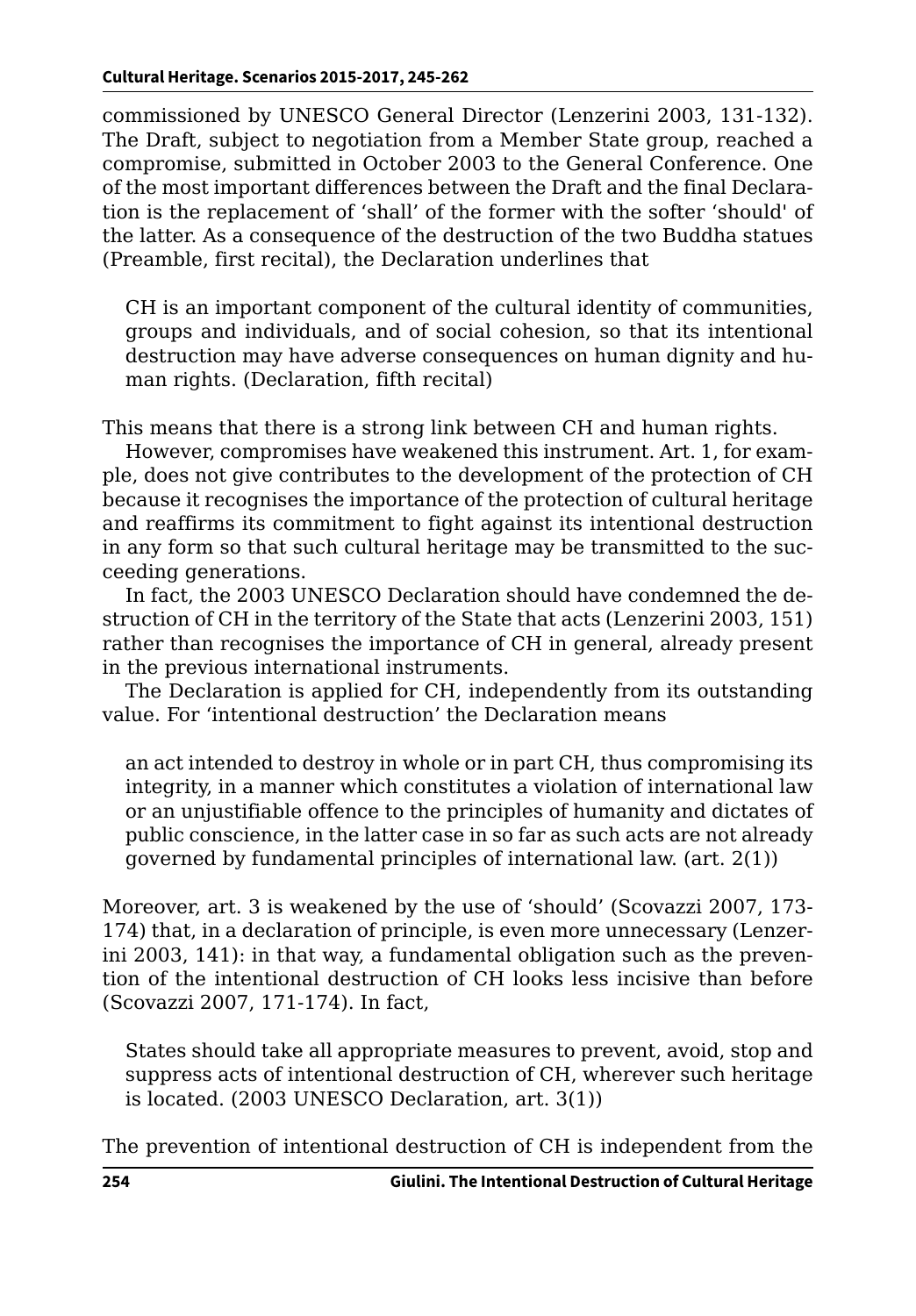commissioned by UNESCO General Director (Lenzerini 2003, 131-132). The Draft, subject to negotiation from a Member State group, reached a compromise, submitted in October 2003 to the General Conference. One of the most important differences between the Draft and the final Declaration is the replacement of 'shall' of the former with the softer 'should' of the latter. As a consequence of the destruction of the two Buddha statues (Preamble, first recital), the Declaration underlines that

> CH is an important component of the cultural identity of communities, groups and individuals, and of social cohesion, so that its intentional destruction may have adverse consequences on human dignity and human rights. (Declaration, fifth recital)

This means that there is a strong link between CH and human rights.

However, compromises have weakened this instrument. Art. 1, for example, does not give contributes to the development of the protection of CH because it recognises the importance of the protection of cultural heritage and reaffirms its commitment to fight against its intentional destruction in any form so that such cultural heritage may be transmitted to the succeeding generations.

In fact, the 2003 UNESCO Declaration should have condemned the destruction of CH in the territory of the State that acts (Lenzerini 2003, 151) rather than recognises the importance of CH in general, already present in the previous international instruments.

The Declaration is applied for CH, independently from its outstanding value. For 'intentional destruction' the Declaration means

> an act intended to destroy in whole or in part CH, thus compromising its integrity, in a manner which constitutes a violation of international law or an unjustifiable offence to the principles of humanity and dictates of public conscience, in the latter case in so far as such acts are not already governed by fundamental principles of international law. (art. 2(1))

Moreover, art. 3 is weakened by the use of 'should' (Scovazzi 2007, 173-174) that, in a declaration of principle, is even more unnecessary (Lenzerini 2003, 141): in that way, a fundamental obligation such as the prevention of the intentional destruction of CH looks less incisive than before (Scovazzi 2007, 171-174). In fact,

> States should take all appropriate measures to prevent, avoid, stop and suppress acts of intentional destruction of CH, wherever such heritage is located. (2003 UNESCO Declaration, art. 3(1))

The prevention of intentional destruction of CH is independent from the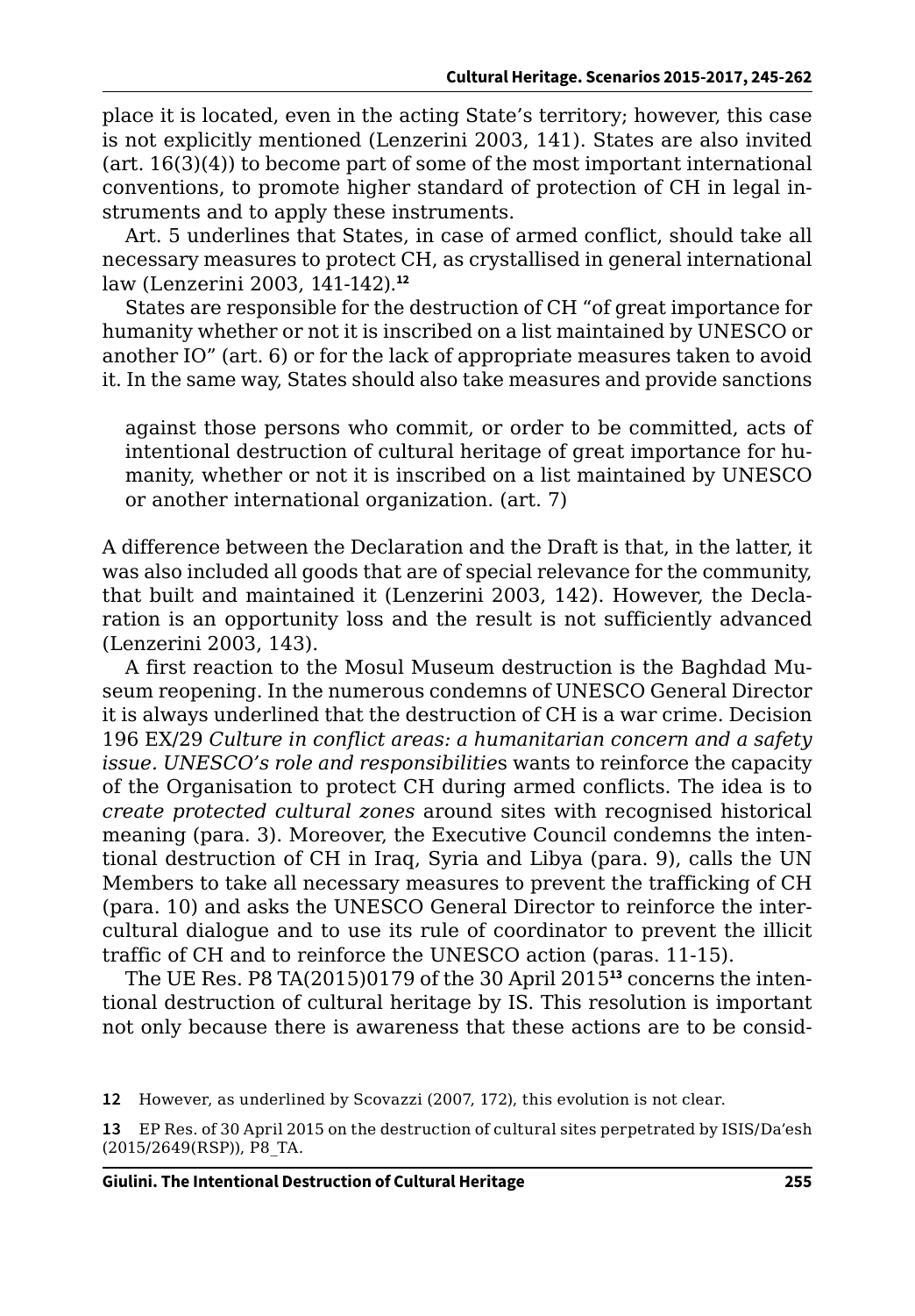place it is located, even in the acting State's territory; however, this case is not explicitly mentioned (Lenzerini 2003, 141). States are also invited (art. 16(3)(4)) to become part of some of the most important international conventions, to promote higher standard of protection of CH in legal instruments and to apply these instruments.

Art. 5 underlines that States, in case of armed conflict, should take all necessary measures to protect CH, as crystallised in general international law (Lenzerini 2003, 141-142).[12]

States are responsible for the destruction of CH "of great importance for humanity whether or not it is inscribed on a list maintained by UNESCO or another IO" (art. 6) or for the lack of appropriate measures taken to avoid it. In the same way, States should also take measures and provide sanctions

> against those persons who commit, or order to be committed, acts of intentional destruction of cultural heritage of great importance for humanity, whether or not it is inscribed on a list maintained by UNESCO or another international organization. (art. 7)

A difference between the Declaration and the Draft is that, in the latter, it was also included all goods that are of special relevance for the community, that built and maintained it (Lenzerini 2003, 142). However, the Declaration is an opportunity loss and the result is not sufficiently advanced (Lenzerini 2003, 143).

A first reaction to the Mosul Museum destruction is the Baghdad Museum reopening. In the numerous condemns of UNESCO General Director it is always underlined that the destruction of CH is a war crime. Decision 196 EX/29 *Culture in conflict areas: a humanitarian concern and a safety issue. UNESCO's role and responsibilitie*s wants to reinforce the capacity of the Organisation to protect CH during armed conflicts. The idea is to *create protected cultural zones* around sites with recognised historical meaning (para. 3). Moreover, the Executive Council condemns the intentional destruction of CH in Iraq, Syria and Libya (para. 9), calls the UN Members to take all necessary measures to prevent the trafficking of CH (para. 10) and asks the UNESCO General Director to reinforce the intercultural dialogue and to use its rule of coordinator to prevent the illicit traffic of CH and to reinforce the UNESCO action (paras. 11-15).

The UE Res. P8 TA(2015)0179 of the 30 April 2015[13] concerns the intentional destruction of cultural heritage by IS. This resolution is important not only because there is awareness that these actions are to be consid-

---

[12] However, as underlined by Scovazzi (2007, 172), this evolution is not clear.

[13] EP Res. of 30 April 2015 on the destruction of cultural sites perpetrated by ISIS/Da'esh (2015/2649(RSP)), P8_TA.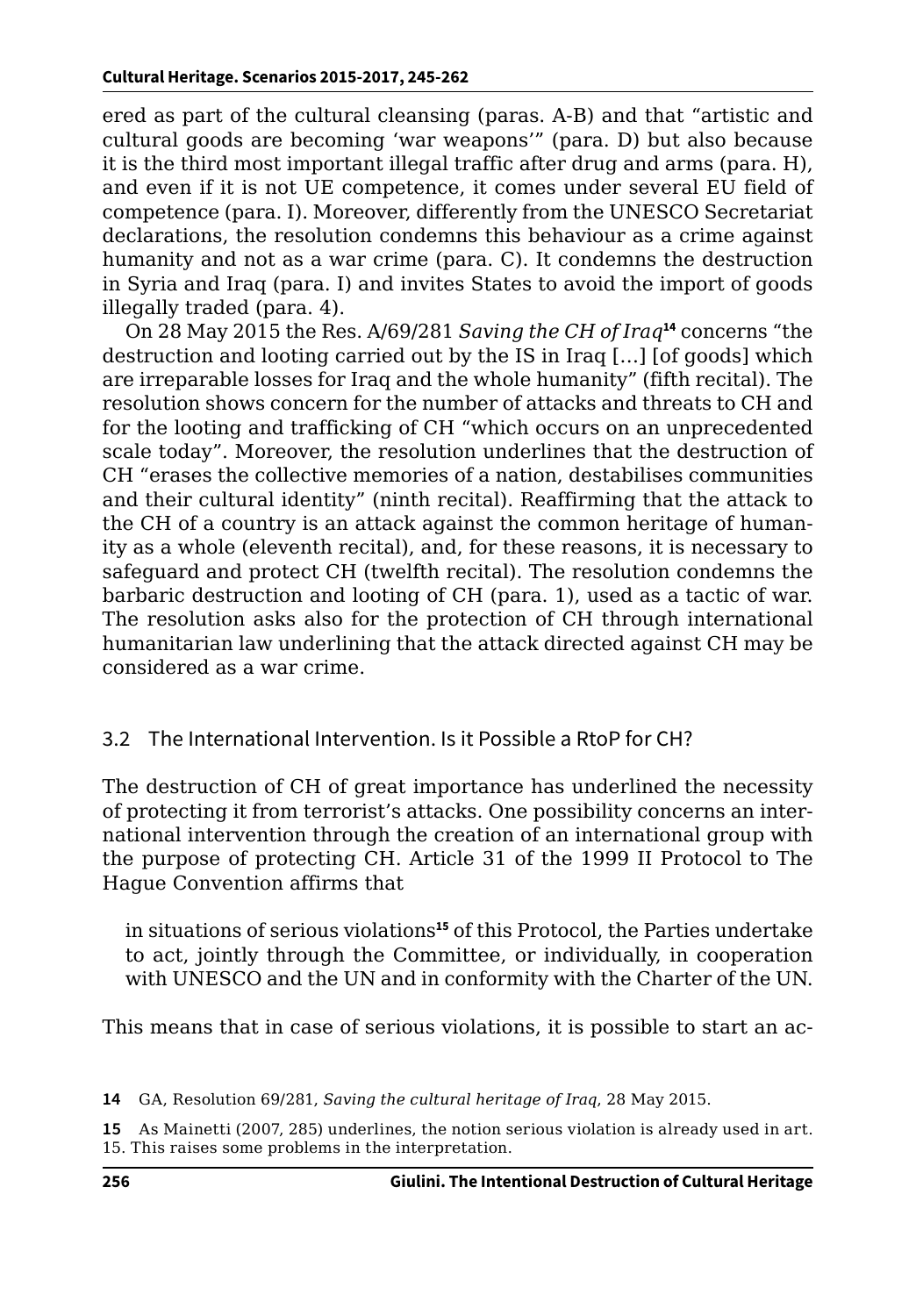ered as part of the cultural cleansing (paras. A-B) and that "artistic and cultural goods are becoming 'war weapons'" (para. D) but also because it is the third most important illegal traffic after drug and arms (para. H), and even if it is not UE competence, it comes under several EU field of competence (para. I). Moreover, differently from the UNESCO Secretariat declarations, the resolution condemns this behaviour as a crime against humanity and not as a war crime (para. C). It condemns the destruction in Syria and Iraq (para. I) and invites States to avoid the import of goods illegally traded (para. 4).

On 28 May 2015 the Res. A/69/281 *Saving the CH of Iraq*[14] concerns "the destruction and looting carried out by the IS in Iraq […] [of goods] which are irreparable losses for Iraq and the whole humanity" (fifth recital). The resolution shows concern for the number of attacks and threats to CH and for the looting and trafficking of CH "which occurs on an unprecedented scale today". Moreover, the resolution underlines that the destruction of CH "erases the collective memories of a nation, destabilises communities and their cultural identity" (ninth recital). Reaffirming that the attack to the CH of a country is an attack against the common heritage of humanity as a whole (eleventh recital), and, for these reasons, it is necessary to safeguard and protect CH (twelfth recital). The resolution condemns the barbaric destruction and looting of CH (para. 1), used as a tactic of war. The resolution asks also for the protection of CH through international humanitarian law underlining that the attack directed against CH may be considered as a war crime.

### 3.2 The International Intervention. Is it Possible a RtoP for CH?

The destruction of CH of great importance has underlined the necessity of protecting it from terrorist's attacks. One possibility concerns an international intervention through the creation of an international group with the purpose of protecting CH. Article 31 of the 1999 II Protocol to The Hague Convention affirms that

> in situations of serious violations[15] of this Protocol, the Parties undertake to act, jointly through the Committee, or individually, in cooperation with UNESCO and the UN and in conformity with the Charter of the UN.

This means that in case of serious violations, it is possible to start an ac-

---

[14] GA, Resolution 69/281, *Saving the cultural heritage of Iraq*, 28 May 2015.

[15] As Mainetti (2007, 285) underlines, the notion serious violation is already used in art. 15. This raises some problems in the interpretation.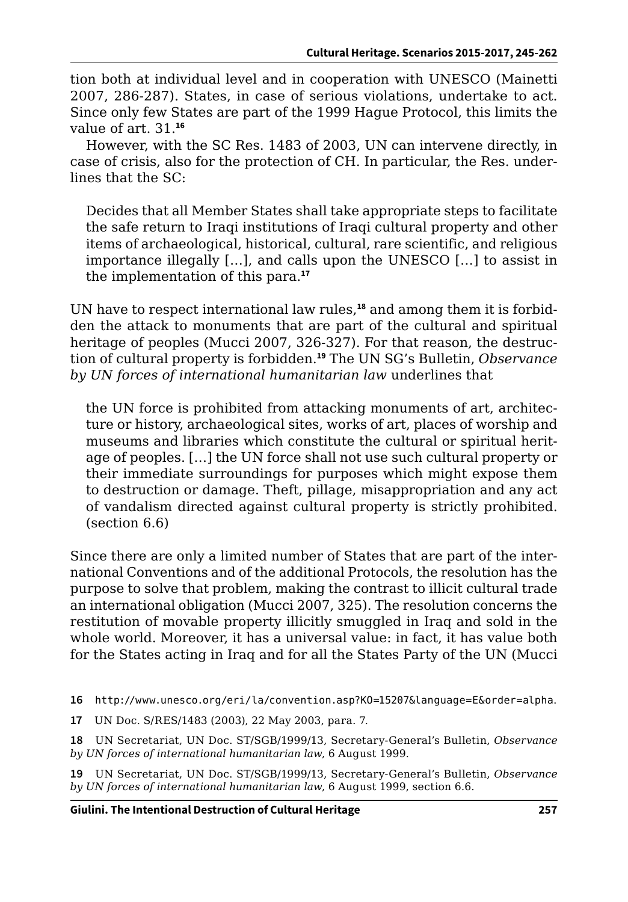tion both at individual level and in cooperation with UNESCO (Mainetti 2007, 286-287). States, in case of serious violations, undertake to act. Since only few States are part of the 1999 Hague Protocol, this limits the value of art. 31.[16]

However, with the SC Res. 1483 of 2003, UN can intervene directly, in case of crisis, also for the protection of CH. In particular, the Res. underlines that the SC:

> Decides that all Member States shall take appropriate steps to facilitate the safe return to Iraqi institutions of Iraqi cultural property and other items of archaeological, historical, cultural, rare scientific, and religious importance illegally […], and calls upon the UNESCO […] to assist in the implementation of this para.[17]

UN have to respect international law rules,[18] and among them it is forbidden the attack to monuments that are part of the cultural and spiritual heritage of peoples (Mucci 2007, 326-327). For that reason, the destruction of cultural property is forbidden.[19] The UN SG's Bulletin, *Observance by UN forces of international humanitarian law* underlines that

> the UN force is prohibited from attacking monuments of art, architecture or history, archaeological sites, works of art, places of worship and museums and libraries which constitute the cultural or spiritual heritage of peoples. […] the UN force shall not use such cultural property or their immediate surroundings for purposes which might expose them to destruction or damage. Theft, pillage, misappropriation and any act of vandalism directed against cultural property is strictly prohibited. (section 6.6)

Since there are only a limited number of States that are part of the international Conventions and of the additional Protocols, the resolution has the purpose to solve that problem, making the contrast to illicit cultural trade an international obligation (Mucci 2007, 325). The resolution concerns the restitution of movable property illicitly smuggled in Iraq and sold in the whole world. Moreover, it has a universal value: in fact, it has value both for the States acting in Iraq and for all the States Party of the UN (Mucci

---

16 http://www.unesco.org/eri/la/convention.asp?KO=15207&language=E&order=alpha.

17 UN Doc. S/RES/1483 (2003), 22 May 2003, para. 7.

18 UN Secretariat, UN Doc. ST/SGB/1999/13, Secretary-General's Bulletin, *Observance by UN forces of international humanitarian law*, 6 August 1999.

19 UN Secretariat, UN Doc. ST/SGB/1999/13, Secretary-General's Bulletin, *Observance by UN forces of international humanitarian law*, 6 August 1999, section 6.6.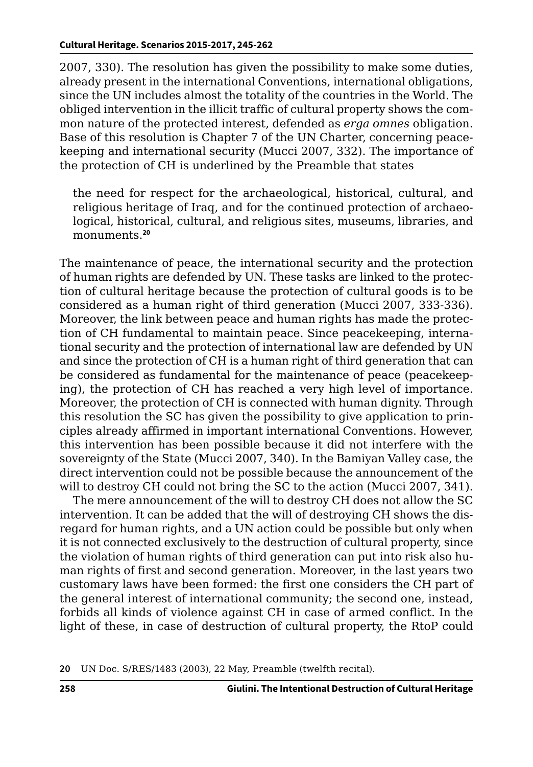2007, 330). The resolution has given the possibility to make some duties, already present in the international Conventions, international obligations, since the UN includes almost the totality of the countries in the World. The obliged intervention in the illicit traffic of cultural property shows the common nature of the protected interest, defended as *erga omnes* obligation. Base of this resolution is Chapter 7 of the UN Charter, concerning peacekeeping and international security (Mucci 2007, 332). The importance of the protection of CH is underlined by the Preamble that states

> the need for respect for the archaeological, historical, cultural, and religious heritage of Iraq, and for the continued protection of archaeological, historical, cultural, and religious sites, museums, libraries, and monuments.[20]

The maintenance of peace, the international security and the protection of human rights are defended by UN. These tasks are linked to the protection of cultural heritage because the protection of cultural goods is to be considered as a human right of third generation (Mucci 2007, 333-336). Moreover, the link between peace and human rights has made the protection of CH fundamental to maintain peace. Since peacekeeping, international security and the protection of international law are defended by UN and since the protection of CH is a human right of third generation that can be considered as fundamental for the maintenance of peace (peacekeeping), the protection of CH has reached a very high level of importance. Moreover, the protection of CH is connected with human dignity. Through this resolution the SC has given the possibility to give application to principles already affirmed in important international Conventions. However, this intervention has been possible because it did not interfere with the sovereignty of the State (Mucci 2007, 340). In the Bamiyan Valley case, the direct intervention could not be possible because the announcement of the will to destroy CH could not bring the SC to the action (Mucci 2007, 341).

The mere announcement of the will to destroy CH does not allow the SC intervention. It can be added that the will of destroying CH shows the disregard for human rights, and a UN action could be possible but only when it is not connected exclusively to the destruction of cultural property, since the violation of human rights of third generation can put into risk also human rights of first and second generation. Moreover, in the last years two customary laws have been formed: the first one considers the CH part of the general interest of international community; the second one, instead, forbids all kinds of violence against CH in case of armed conflict. In the light of these, in case of destruction of cultural property, the RtoP could

20 UN Doc. S/RES/1483 (2003), 22 May, Preamble (twelfth recital).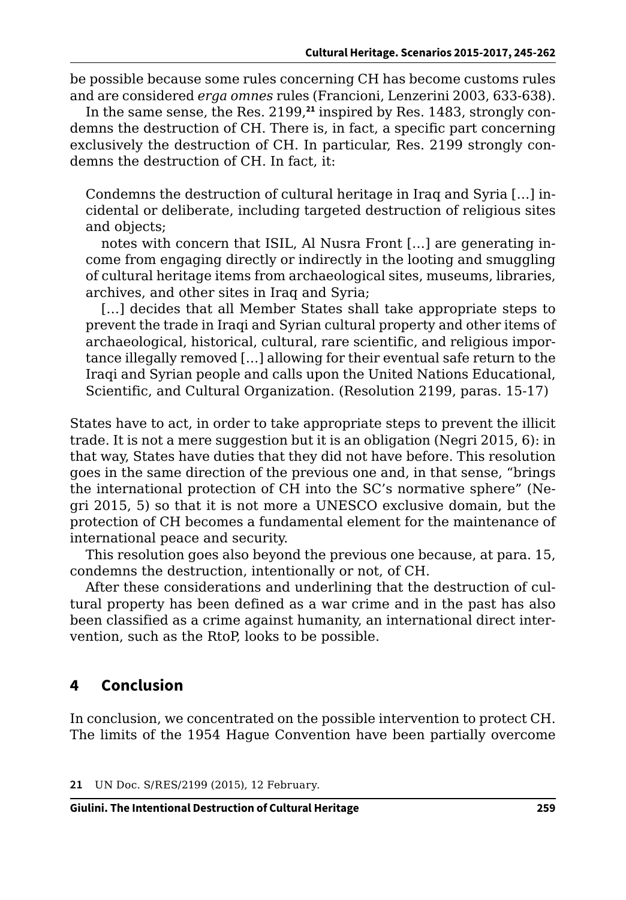be possible because some rules concerning CH has become customs rules and are considered *erga omnes* rules (Francioni, Lenzerini 2003, 633-638).

In the same sense, the Res. 2199,[21] inspired by Res. 1483, strongly condemns the destruction of CH. There is, in fact, a specific part concerning exclusively the destruction of CH. In particular, Res. 2199 strongly condemns the destruction of CH. In fact, it:

> Condemns the destruction of cultural heritage in Iraq and Syria […] incidental or deliberate, including targeted destruction of religious sites and objects;
>
> notes with concern that ISIL, Al Nusra Front […] are generating income from engaging directly or indirectly in the looting and smuggling of cultural heritage items from archaeological sites, museums, libraries, archives, and other sites in Iraq and Syria;
>
> […] decides that all Member States shall take appropriate steps to prevent the trade in Iraqi and Syrian cultural property and other items of archaeological, historical, cultural, rare scientific, and religious importance illegally removed […] allowing for their eventual safe return to the Iraqi and Syrian people and calls upon the United Nations Educational, Scientific, and Cultural Organization. (Resolution 2199, paras. 15-17)

States have to act, in order to take appropriate steps to prevent the illicit trade. It is not a mere suggestion but it is an obligation (Negri 2015, 6): in that way, States have duties that they did not have before. This resolution goes in the same direction of the previous one and, in that sense, "brings the international protection of CH into the SC's normative sphere" (Negri 2015, 5) so that it is not more a UNESCO exclusive domain, but the protection of CH becomes a fundamental element for the maintenance of international peace and security.

This resolution goes also beyond the previous one because, at para. 15, condemns the destruction, intentionally or not, of CH.

After these considerations and underlining that the destruction of cultural property has been defined as a war crime and in the past has also been classified as a crime against humanity, an international direct intervention, such as the RtoP, looks to be possible.

## 4 Conclusion

In conclusion, we concentrated on the possible intervention to protect CH. The limits of the 1954 Hague Convention have been partially overcome

21 UN Doc. S/RES/2199 (2015), 12 February.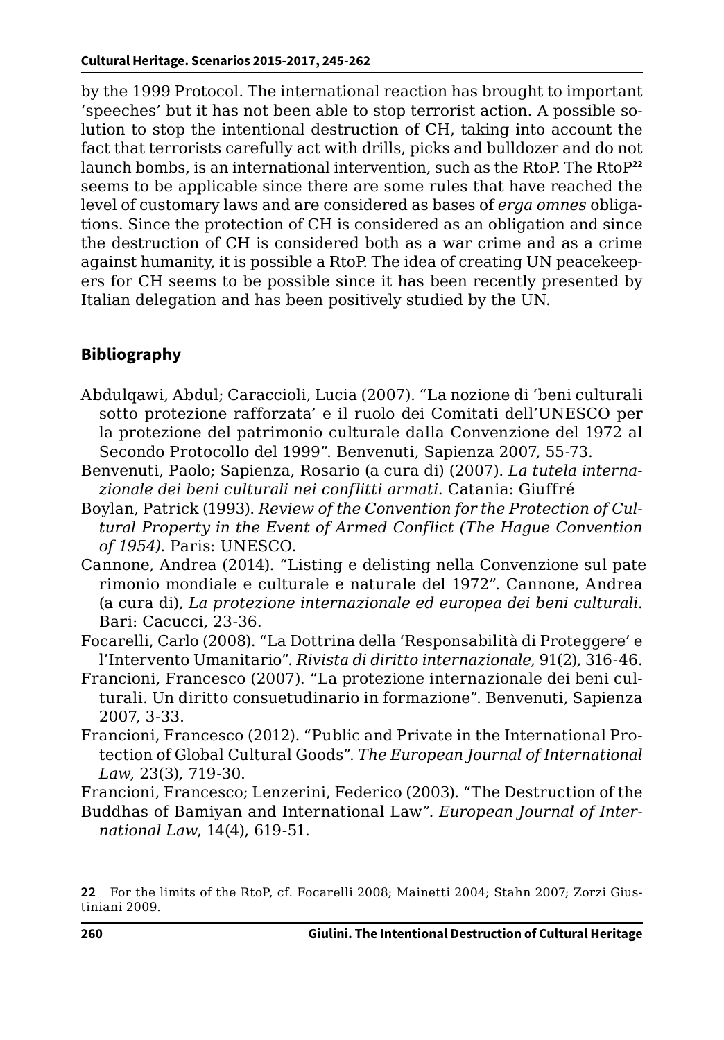by the 1999 Protocol. The international reaction has brought to important 'speeches' but it has not been able to stop terrorist action. A possible solution to stop the intentional destruction of CH, taking into account the fact that terrorists carefully act with drills, picks and bulldozer and do not launch bombs, is an international intervention, such as the RtoP. The RtoP[22] seems to be applicable since there are some rules that have reached the level of customary laws and are considered as bases of *erga omnes* obligations. Since the protection of CH is considered as an obligation and since the destruction of CH is considered both as a war crime and as a crime against humanity, it is possible a RtoP. The idea of creating UN peacekeepers for CH seems to be possible since it has been recently presented by Italian delegation and has been positively studied by the UN.

## Bibliography

Abdulqawi, Abdul; Caraccioli, Lucia (2007). "La nozione di 'beni culturali sotto protezione rafforzata' e il ruolo dei Comitati dell'UNESCO per la protezione del patrimonio culturale dalla Convenzione del 1972 al Secondo Protocollo del 1999". Benvenuti, Sapienza 2007, 55-73.

Benvenuti, Paolo; Sapienza, Rosario (a cura di) (2007). *La tutela internazionale dei beni culturali nei conflitti armati*. Catania: Giuffré

Boylan, Patrick (1993). *Review of the Convention for the Protection of Cultural Property in the Event of Armed Conflict (The Hague Convention of 1954)*. Paris: UNESCO.

Cannone, Andrea (2014). "Listing e delisting nella Convenzione sul pate rimonio mondiale e culturale e naturale del 1972". Cannone, Andrea (a cura di), *La protezione internazionale ed europea dei beni culturali*. Bari: Cacucci, 23-36.

Focarelli, Carlo (2008). "La Dottrina della 'Responsabilità di Proteggere' e l'Intervento Umanitario". *Rivista di diritto internazionale*, 91(2), 316-46.

Francioni, Francesco (2007). "La protezione internazionale dei beni culturali. Un diritto consuetudinario in formazione". Benvenuti, Sapienza 2007, 3-33.

Francioni, Francesco (2012). "Public and Private in the International Protection of Global Cultural Goods". *The European Journal of International Law*, 23(3), 719-30.

Francioni, Francesco; Lenzerini, Federico (2003). "The Destruction of the Buddhas of Bamiyan and International Law". *European Journal of International Law*, 14(4), 619-51.

22 For the limits of the RtoP, cf. Focarelli 2008; Mainetti 2004; Stahn 2007; Zorzi Giustiniani 2009.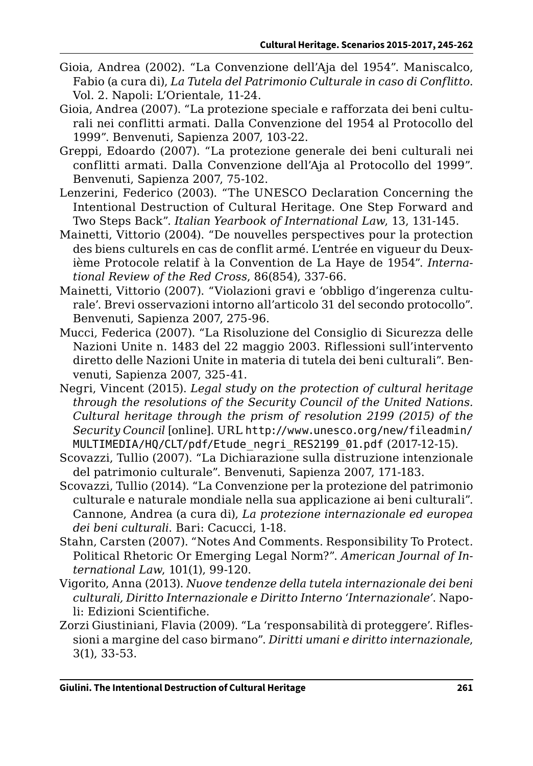Gioia, Andrea (2002). "La Convenzione dell'Aja del 1954". Maniscalco, Fabio (a cura di), *La Tutela del Patrimonio Culturale in caso di Conflitto*. Vol. 2. Napoli: L'Orientale, 11-24.

Gioia, Andrea (2007). "La protezione speciale e rafforzata dei beni culturali nei conflitti armati. Dalla Convenzione del 1954 al Protocollo del 1999". Benvenuti, Sapienza 2007, 103-22.

Greppi, Edoardo (2007). "La protezione generale dei beni culturali nei conflitti armati. Dalla Convenzione dell'Aja al Protocollo del 1999". Benvenuti, Sapienza 2007, 75-102.

Lenzerini, Federico (2003). "The UNESCO Declaration Concerning the Intentional Destruction of Cultural Heritage. One Step Forward and Two Steps Back". *Italian Yearbook of International Law*, 13, 131-145.

Mainetti, Vittorio (2004). "De nouvelles perspectives pour la protection des biens culturels en cas de conflit armé. L'entrée en vigueur du Deuxième Protocole relatif à la Convention de La Haye de 1954". *International Review of the Red Cross*, 86(854), 337-66.

Mainetti, Vittorio (2007). "Violazioni gravi e 'obbligo d'ingerenza culturale'. Brevi osservazioni intorno all'articolo 31 del secondo protocollo". Benvenuti, Sapienza 2007, 275-96.

Mucci, Federica (2007). "La Risoluzione del Consiglio di Sicurezza delle Nazioni Unite n. 1483 del 22 maggio 2003. Riflessioni sull'intervento diretto delle Nazioni Unite in materia di tutela dei beni culturali". Benvenuti, Sapienza 2007, 325-41.

Negri, Vincent (2015). *Legal study on the protection of cultural heritage through the resolutions of the Security Council of the United Nations. Cultural heritage through the prism of resolution 2199 (2015) of the Security Council* [online]. URL http://www.unesco.org/new/fileadmin/MULTIMEDIA/HQ/CLT/pdf/Etude_negri_RES2199_01.pdf (2017-12-15).

Scovazzi, Tullio (2007). "La Dichiarazione sulla distruzione intenzionale del patrimonio culturale". Benvenuti, Sapienza 2007, 171-183.

Scovazzi, Tullio (2014). "La Convenzione per la protezione del patrimonio culturale e naturale mondiale nella sua applicazione ai beni culturali". Cannone, Andrea (a cura di), *La protezione internazionale ed europea dei beni culturali*. Bari: Cacucci, 1-18.

Stahn, Carsten (2007). "Notes And Comments. Responsibility To Protect. Political Rhetoric Or Emerging Legal Norm?". *American Journal of International Law*, 101(1), 99-120.

Vigorito, Anna (2013). *Nuove tendenze della tutela internazionale dei beni culturali, Diritto Internazionale e Diritto Interno 'Internazionale'*. Napoli: Edizioni Scientifiche.

Zorzi Giustiniani, Flavia (2009). "La 'responsabilità di proteggere'. Riflessioni a margine del caso birmano". *Diritti umani e diritto internazionale*, 3(1), 33-53.